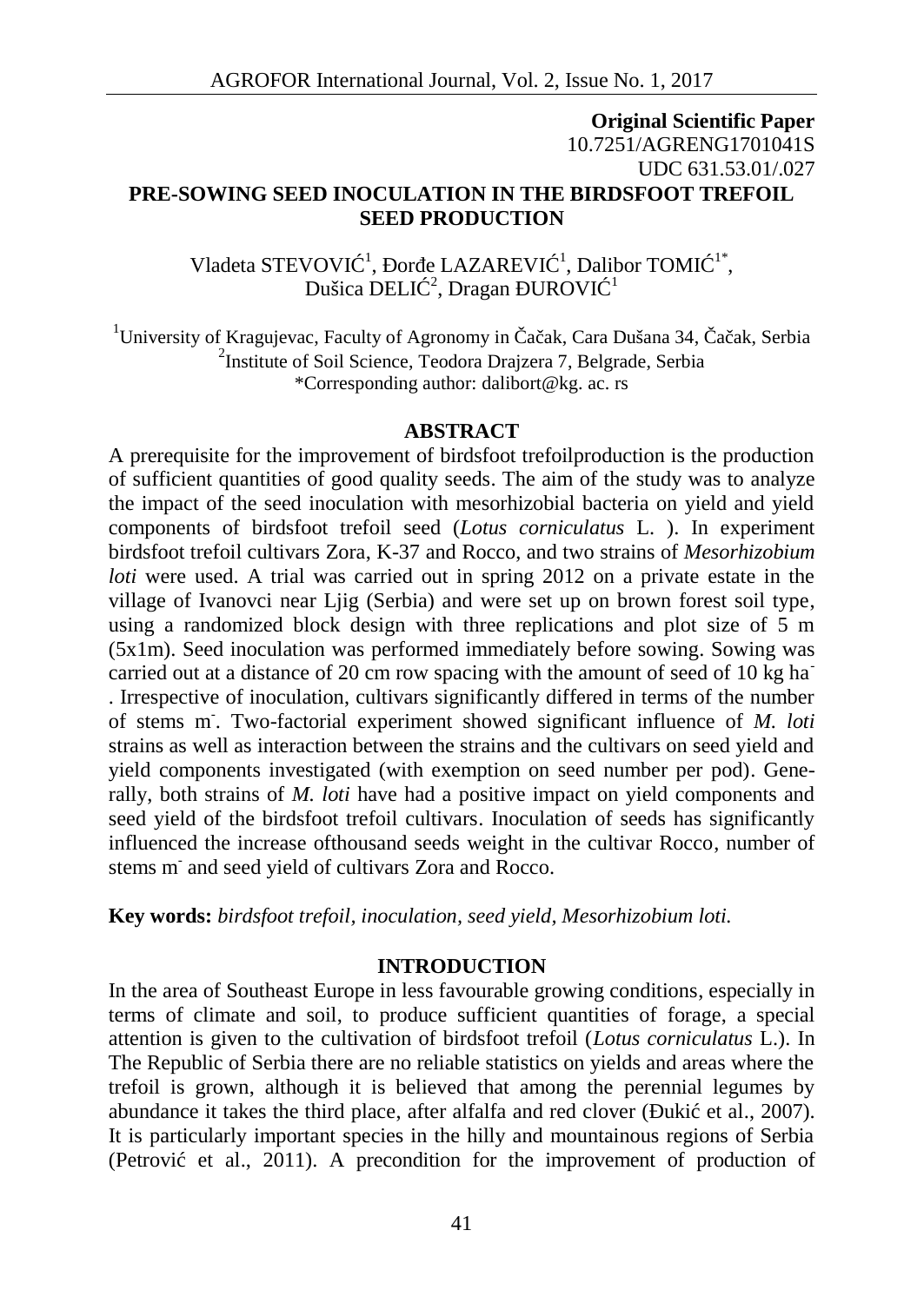**Original Scientific Paper**
10.7251/AGRENG1701041S
UDC 631.53.01/.027

# PRE-SOWING SEED INOCULATION IN THE BIRDSFOOT TREFOIL SEED PRODUCTION

Vladeta STEVOVIĆ[1], Đorđe LAZAREVIĆ[1], Dalibor TOMIĆ[1*], Dušica DELIĆ[2], Dragan ĐUROVIĆ[1]

[1]University of Kragujevac, Faculty of Agronomy in Čačak, Cara Dušana 34, Čačak, Serbia
[2]Institute of Soil Science, Teodora Drajzera 7, Belgrade, Serbia
*Corresponding author: dalibort@kg. ac. rs

## ABSTRACT

A prerequisite for the improvement of birdsfoot trefoilproduction is the production of sufficient quantities of good quality seeds. The aim of the study was to analyze the impact of the seed inoculation with mesorhizobial bacteria on yield and yield components of birdsfoot trefoil seed (*Lotus corniculatus* L. ). In experiment birdsfoot trefoil cultivars Zora, K-37 and Rocco, and two strains of *Mesorhizobium loti* were used. A trial was carried out in spring 2012 on a private estate in the village of Ivanovci near Ljig (Serbia) and were set up on brown forest soil type, using a randomized block design with three replications and plot size of 5 m (5x1m). Seed inoculation was performed immediately before sowing. Sowing was carried out at a distance of 20 cm row spacing with the amount of seed of 10 kg ha$^{-}$. Irrespective of inoculation, cultivars significantly differed in terms of the number of stems m$^{-}$. Two-factorial experiment showed significant influence of *M. loti* strains as well as interaction between the strains and the cultivars on seed yield and yield components investigated (with exemption on seed number per pod). Generally, both strains of *M. loti* have had a positive impact on yield components and seed yield of the birdsfoot trefoil cultivars. Inoculation of seeds has significantly influenced the increase ofthousand seeds weight in the cultivar Rocco, number of stems m$^{-}$ and seed yield of cultivars Zora and Rocco.

**Key words:** *birdsfoot trefoil, inoculation, seed yield, Mesorhizobium loti.*

## INTRODUCTION

In the area of Southeast Europe in less favourable growing conditions, especially in terms of climate and soil, to produce sufficient quantities of forage, a special attention is given to the cultivation of birdsfoot trefoil (*Lotus corniculatus* L.). In The Republic of Serbia there are no reliable statistics on yields and areas where the trefoil is grown, although it is believed that among the perennial legumes by abundance it takes the third place, after alfalfa and red clover (Đukić et al., 2007). It is particularly important species in the hilly and mountainous regions of Serbia (Petrović et al., 2011). A precondition for the improvement of production of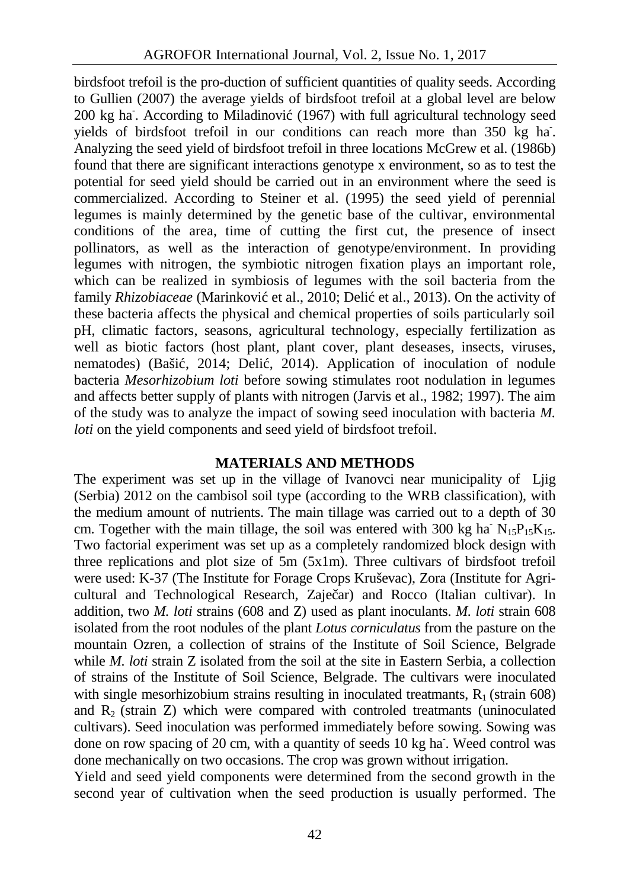birdsfoot trefoil is the pro-duction of sufficient quantities of quality seeds. According to Gullien (2007) the average yields of birdsfoot trefoil at a global level are below 200 kg ha$^{-}$. According to Miladinović (1967) with full agricultural technology seed yields of birdsfoot trefoil in our conditions can reach more than 350 kg ha$^{-}$. Analyzing the seed yield of birdsfoot trefoil in three locations McGrew et al. (1986b) found that there are significant interactions genotype x environment, so as to test the potential for seed yield should be carried out in an environment where the seed is commercialized. According to Steiner et al. (1995) the seed yield of perennial legumes is mainly determined by the genetic base of the cultivar, environmental conditions of the area, time of cutting the first cut, the presence of insect pollinators, as well as the interaction of genotype/environment. In providing legumes with nitrogen, the symbiotic nitrogen fixation plays an important role, which can be realized in symbiosis of legumes with the soil bacteria from the family *Rhizobiaceae* (Marinković et al., 2010; Delić et al., 2013). On the activity of these bacteria affects the physical and chemical properties of soils particularly soil pH, climatic factors, seasons, agricultural technology, especially fertilization as well as biotic factors (host plant, plant cover, plant deseases, insects, viruses, nematodes) (Bašić, 2014; Delić, 2014). Application of inoculation of nodule bacteria *Mesorhizobium loti* before sowing stimulates root nodulation in legumes and affects better supply of plants with nitrogen (Jarvis et al., 1982; 1997). The aim of the study was to analyze the impact of sowing seed inoculation with bacteria *M. loti* on the yield components and seed yield of birdsfoot trefoil.

## MATERIALS AND METHODS

The experiment was set up in the village of Ivanovci near municipality of Ljig (Serbia) 2012 on the cambisol soil type (according to the WRB classification), with the medium amount of nutrients. The main tillage was carried out to a depth of 30 cm. Together with the main tillage, the soil was entered with 300 kg ha$^{-}$ $N_{15}P_{15}K_{15}$. Two factorial experiment was set up as a completely randomized block design with three replications and plot size of 5m (5x1m). Three cultivars of birdsfoot trefoil were used: K-37 (The Institute for Forage Crops Kruševac), Zora (Institute for Agri-cultural and Technological Research, Zaječar) and Rocco (Italian cultivar). In addition, two *M. loti* strains (608 and Z) used as plant inoculants. *M. loti* strain 608 isolated from the root nodules of the plant *Lotus corniculatus* from the pasture on the mountain Ozren, a collection of strains of the Institute of Soil Science, Belgrade while *M. loti* strain Z isolated from the soil at the site in Eastern Serbia, a collection of strains of the Institute of Soil Science, Belgrade. The cultivars were inoculated with single mesorhizobium strains resulting in inoculated treatmants, $R_1$ (strain 608) and $R_2$ (strain Z) which were compared with controled treatmants (uninoculated cultivars). Seed inoculation was performed immediately before sowing. Sowing was done on row spacing of 20 cm, with a quantity of seeds 10 kg ha$^{-}$. Weed control was done mechanically on two occasions. The crop was grown without irrigation.

Yield and seed yield components were determined from the second growth in the second year of cultivation when the seed production is usually performed. The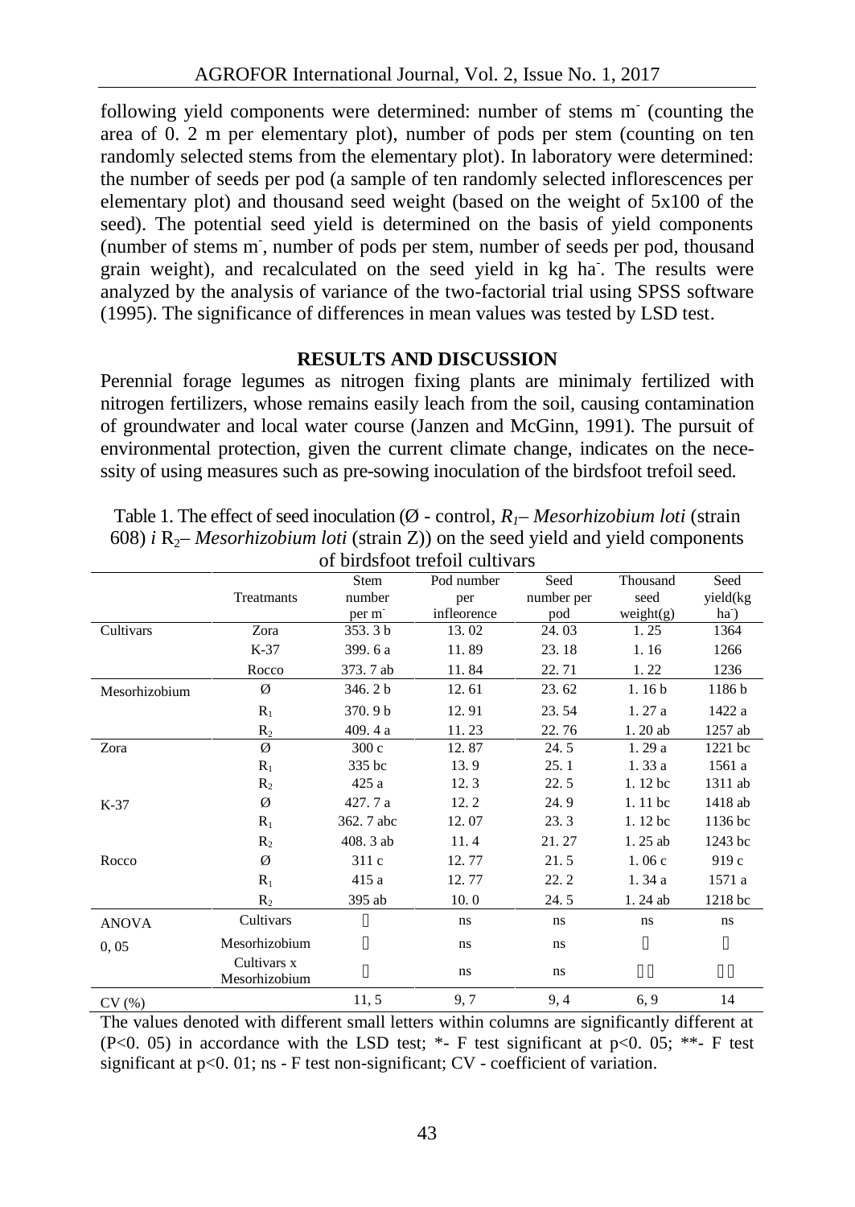following yield components were determined: number of stems m$^{-}$ (counting the area of 0. 2 m per elementary plot), number of pods per stem (counting on ten randomly selected stems from the elementary plot). In laboratory were determined: the number of seeds per pod (a sample of ten randomly selected inflorescences per elementary plot) and thousand seed weight (based on the weight of 5x100 of the seed). The potential seed yield is determined on the basis of yield components (number of stems m$^{-}$, number of pods per stem, number of seeds per pod, thousand grain weight), and recalculated on the seed yield in kg ha$^{-}$. The results were analyzed by the analysis of variance of the two-factorial trial using SPSS software (1995). The significance of differences in mean values was tested by LSD test.

## RESULTS AND DISCUSSION

Perennial forage legumes as nitrogen fixing plants are minimaly fertilized with nitrogen fertilizers, whose remains easily leach from the soil, causing contamination of groundwater and local water course (Janzen and McGinn, 1991). The pursuit of environmental protection, given the current climate change, indicates on the necessity of using measures such as pre-sowing inoculation of the birdsfoot trefoil seed.

Table 1. The effect of seed inoculation (Ø - control, $R_1$– *Mesorhizobium loti* (strain 608) *i* $R_2$– *Mesorhizobium loti* (strain Z)) on the seed yield and yield components of birdsfoot trefoil cultivars

| | Treatmants | Stem number per m$^{-}$ | Pod number per infleorence | Seed number per pod | Thousand seed weight(g) | Seed yield(kg ha$^{-}$) |
|---|---|---|---|---|---|---|
| Cultivars | Zora | 353. 3 b | 13. 02 | 24. 03 | 1. 25 | 1364 |
| | K-37 | 399. 6 a | 11. 89 | 23. 18 | 1. 16 | 1266 |
| | Rocco | 373. 7 ab | 11. 84 | 22. 71 | 1. 22 | 1236 |
| Mesorhizobium | Ø | 346. 2 b | 12. 61 | 23. 62 | 1. 16 b | 1186 b |
| | $R_1$ | 370. 9 b | 12. 91 | 23. 54 | 1. 27 a | 1422 a |
| | $R_2$ | 409. 4 a | 11. 23 | 22. 76 | 1. 20 ab | 1257 ab |
| Zora | Ø | 300 c | 12. 87 | 24. 5 | 1. 29 a | 1221 bc |
| | $R_1$ | 335 bc | 13. 9 | 25. 1 | 1. 33 a | 1561 a |
| | $R_2$ | 425 a | 12. 3 | 22. 5 | 1. 12 bc | 1311 ab |
| K-37 | Ø | 427. 7 a | 12. 2 | 24. 9 | 1. 11 bc | 1418 ab |
| | $R_1$ | 362. 7 abc | 12. 07 | 23. 3 | 1. 12 bc | 1136 bc |
| | $R_2$ | 408. 3 ab | 11. 4 | 21. 27 | 1. 25 ab | 1243 bc |
| Rocco | Ø | 311 c | 12. 77 | 21. 5 | 1. 06 c | 919 c |
| | $R_1$ | 415 a | 12. 77 | 22. 2 | 1. 34 a | 1571 a |
| | $R_2$ | 395 ab | 10. 0 | 24. 5 | 1. 24 ab | 1218 bc |
| ANOVA 0, 05 | Cultivars | * | ns | ns | ns | ns |
| | Mesorhizobium | * | ns | ns | * | * |
| | Cultivars x Mesorhizobium | * | ns | ns | ** | ** |
| CV (%) | | 11, 5 | 9, 7 | 9, 4 | 6, 9 | 14 |

The values denoted with different small letters within columns are significantly different at (P<0. 05) in accordance with the LSD test; *- F test significant at p<0. 05; **- F test significant at p<0. 01; ns - F test non-significant; CV - coefficient of variation.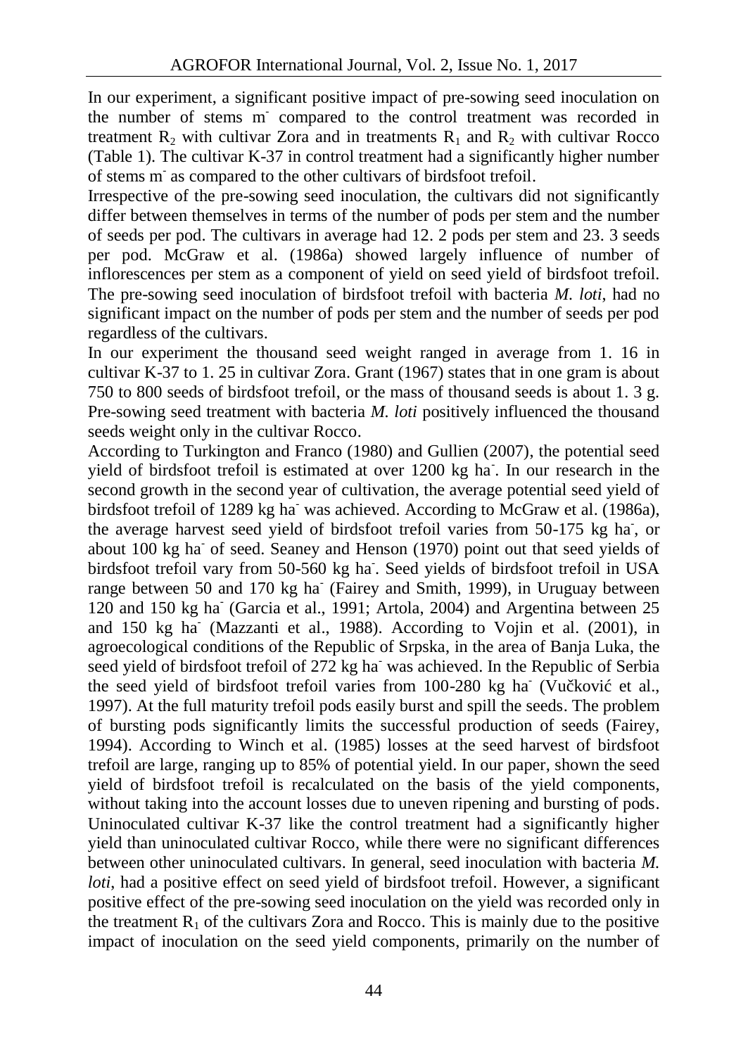In our experiment, a significant positive impact of pre-sowing seed inoculation on the number of stems m$^{-}$ compared to the control treatment was recorded in treatment $R_2$ with cultivar Zora and in treatments $R_1$ and $R_2$ with cultivar Rocco (Table 1). The cultivar K-37 in control treatment had a significantly higher number of stems m$^{-}$ as compared to the other cultivars of birdsfoot trefoil.

Irrespective of the pre-sowing seed inoculation, the cultivars did not significantly differ between themselves in terms of the number of pods per stem and the number of seeds per pod. The cultivars in average had 12. 2 pods per stem and 23. 3 seeds per pod. McGraw et al. (1986a) showed largely influence of number of inflorescences per stem as a component of yield on seed yield of birdsfoot trefoil. The pre-sowing seed inoculation of birdsfoot trefoil with bacteria *M. loti*, had no significant impact on the number of pods per stem and the number of seeds per pod regardless of the cultivars.

In our experiment the thousand seed weight ranged in average from 1. 16 in cultivar K-37 to 1. 25 in cultivar Zora. Grant (1967) states that in one gram is about 750 to 800 seeds of birdsfoot trefoil, or the mass of thousand seeds is about 1. 3 g. Pre-sowing seed treatment with bacteria *M. loti* positively influenced the thousand seeds weight only in the cultivar Rocco.

According to Turkington and Franco (1980) and Gullien (2007), the potential seed yield of birdsfoot trefoil is estimated at over 1200 kg ha$^{-}$. In our research in the second growth in the second year of cultivation, the average potential seed yield of birdsfoot trefoil of 1289 kg ha$^{-}$ was achieved. According to McGraw et al. (1986a), the average harvest seed yield of birdsfoot trefoil varies from 50-175 kg ha$^{-}$, or about 100 kg ha$^{-}$ of seed. Seaney and Henson (1970) point out that seed yields of birdsfoot trefoil vary from 50-560 kg ha$^{-}$. Seed yields of birdsfoot trefoil in USA range between 50 and 170 kg ha$^{-}$ (Fairey and Smith, 1999), in Uruguay between 120 and 150 kg ha$^{-}$ (Garcia et al., 1991; Artola, 2004) and Argentina between 25 and 150 kg ha$^{-}$ (Mazzanti et al., 1988). According to Vojin et al. (2001), in agroecological conditions of the Republic of Srpska, in the area of Banja Luka, the seed yield of birdsfoot trefoil of 272 kg ha$^{-}$ was achieved. In the Republic of Serbia the seed yield of birdsfoot trefoil varies from 100-280 kg ha$^{-}$ (Vučković et al., 1997). At the full maturity trefoil pods easily burst and spill the seeds. The problem of bursting pods significantly limits the successful production of seeds (Fairey, 1994). According to Winch et al. (1985) losses at the seed harvest of birdsfoot trefoil are large, ranging up to 85% of potential yield. In our paper, shown the seed yield of birdsfoot trefoil is recalculated on the basis of the yield components, without taking into the account losses due to uneven ripening and bursting of pods. Uninoculated cultivar K-37 like the control treatment had a significantly higher yield than uninoculated cultivar Rocco, while there were no significant differences between other uninoculated cultivars. In general, seed inoculation with bacteria *M. loti*, had a positive effect on seed yield of birdsfoot trefoil. However, a significant positive effect of the pre-sowing seed inoculation on the yield was recorded only in the treatment $R_1$ of the cultivars Zora and Rocco. This is mainly due to the positive impact of inoculation on the seed yield components, primarily on the number of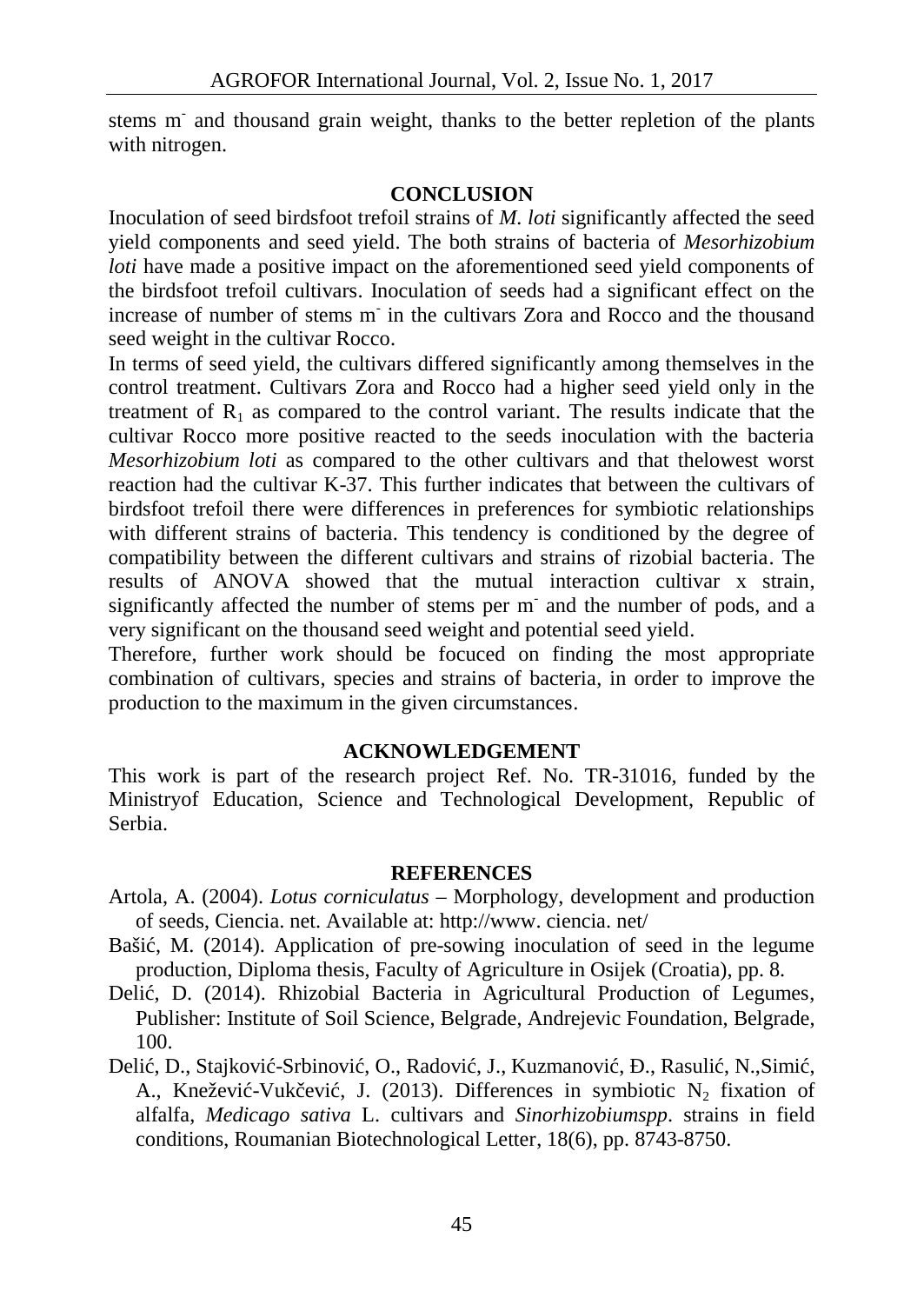stems m$^{-}$ and thousand grain weight, thanks to the better repletion of the plants with nitrogen.

## CONCLUSION

Inoculation of seed birdsfoot trefoil strains of *M. loti* significantly affected the seed yield components and seed yield. The both strains of bacteria of *Mesorhizobium loti* have made a positive impact on the aforementioned seed yield components of the birdsfoot trefoil cultivars. Inoculation of seeds had a significant effect on the increase of number of stems m$^{-}$ in the cultivars Zora and Rocco and the thousand seed weight in the cultivar Rocco.

In terms of seed yield, the cultivars differed significantly among themselves in the control treatment. Cultivars Zora and Rocco had a higher seed yield only in the treatment of $R_1$ as compared to the control variant. The results indicate that the cultivar Rocco more positive reacted to the seeds inoculation with the bacteria *Mesorhizobium loti* as compared to the other cultivars and that thelowest worst reaction had the cultivar K-37. This further indicates that between the cultivars of birdsfoot trefoil there were differences in preferences for symbiotic relationships with different strains of bacteria. This tendency is conditioned by the degree of compatibility between the different cultivars and strains of rizobial bacteria. The results of ANOVA showed that the mutual interaction cultivar x strain, significantly affected the number of stems per m$^{-}$ and the number of pods, and a very significant on the thousand seed weight and potential seed yield.

Therefore, further work should be focuced on finding the most appropriate combination of cultivars, species and strains of bacteria, in order to improve the production to the maximum in the given circumstances.

## ACKNOWLEDGEMENT

This work is part of the research project Ref. No. TR-31016, funded by the Ministryof Education, Science and Technological Development, Republic of Serbia.

## REFERENCES

Artola, A. (2004). *Lotus corniculatus* – Morphology, development and production of seeds, Ciencia. net. Available at: http://www. ciencia. net/

Bašić, M. (2014). Application of pre-sowing inoculation of seed in the legume production, Diploma thesis, Faculty of Agriculture in Osijek (Croatia), pp. 8.

Delić, D. (2014). Rhizobial Bacteria in Agricultural Production of Legumes, Publisher: Institute of Soil Science, Belgrade, Andrejevic Foundation, Belgrade, 100.

Delić, D., Stajković-Srbinović, O., Radović, J., Kuzmanović, Đ., Rasulić, N.,Simić, A., Knežević-Vukčević, J. (2013). Differences in symbiotic $N_2$ fixation of alfalfa, *Medicago sativa* L. cultivars and *Sinorhizobiumspp*. strains in field conditions, Roumanian Biotechnological Letter, 18(6), pp. 8743-8750.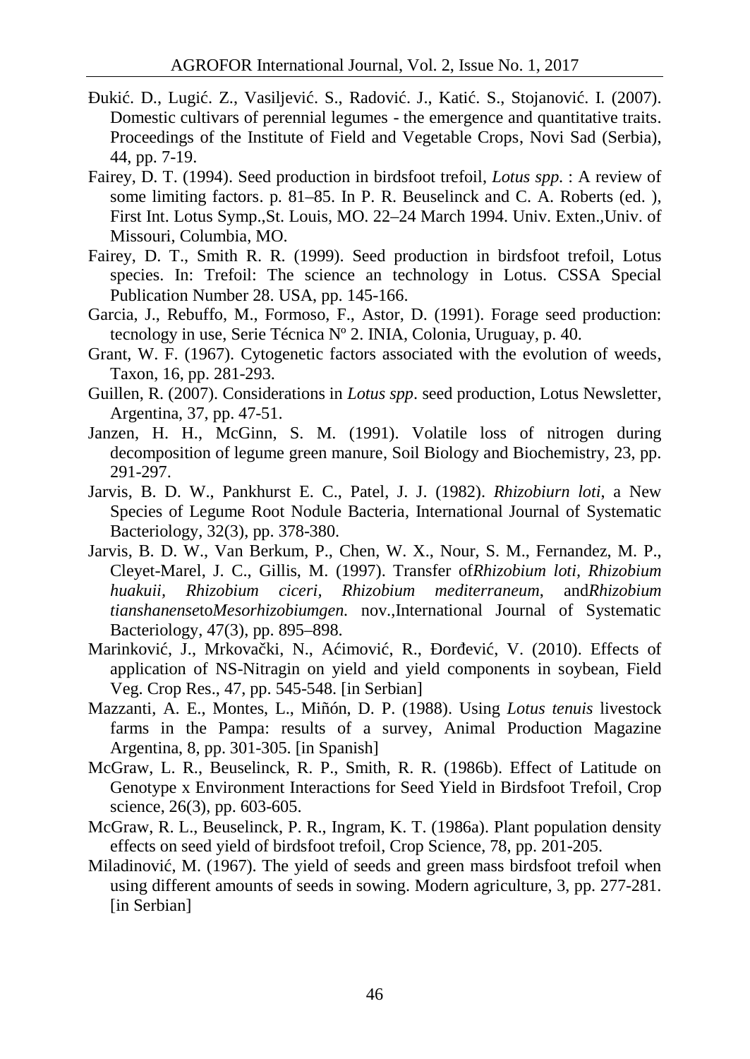Đukić. D., Lugić. Z., Vasiljević. S., Radović. J., Katić. S., Stojanović. I. (2007). Domestic cultivars of perennial legumes - the emergence and quantitative traits. Proceedings of the Institute of Field and Vegetable Crops, Novi Sad (Serbia), 44, pp. 7-19.

Fairey, D. T. (1994). Seed production in birdsfoot trefoil, *Lotus spp.* : A review of some limiting factors. p. 81–85. In P. R. Beuselinck and C. A. Roberts (ed. ), First Int. Lotus Symp.,St. Louis, MO. 22–24 March 1994. Univ. Exten.,Univ. of Missouri, Columbia, MO.

Fairey, D. T., Smith R. R. (1999). Seed production in birdsfoot trefoil, Lotus species. In: Trefoil: The science an technology in Lotus. CSSA Special Publication Number 28. USA, pp. 145-166.

Garcia, J., Rebuffo, M., Formoso, F., Astor, D. (1991). Forage seed production: tecnology in use, Serie Técnica Nº 2. INIA, Colonia, Uruguay, p. 40.

Grant, W. F. (1967). Cytogenetic factors associated with the evolution of weeds, Taxon, 16, pp. 281-293.

Guillen, R. (2007). Considerations in *Lotus spp*. seed production, Lotus Newsletter, Argentina, 37, pp. 47-51.

Janzen, H. H., McGinn, S. M. (1991). Volatile loss of nitrogen during decomposition of legume green manure, Soil Biology and Biochemistry, 23, pp. 291-297.

Jarvis, B. D. W., Pankhurst E. C., Patel, J. J. (1982). *Rhizobiurn loti*, a New Species of Legume Root Nodule Bacteria, International Journal of Systematic Bacteriology, 32(3), pp. 378-380.

Jarvis, B. D. W., Van Berkum, P., Chen, W. X., Nour, S. M., Fernandez, M. P., Cleyet-Marel, J. C., Gillis, M. (1997). Transfer of*Rhizobium loti*, *Rhizobium huakuii*, *Rhizobium ciceri*, *Rhizobium mediterraneum*, and*Rhizobium tianshanense*to*Mesorhizobiumgen.* nov.,International Journal of Systematic Bacteriology, 47(3), pp. 895–898.

Marinković, J., Mrkovački, N., Aćimović, R., Đorđević, V. (2010). Effects of application of NS-Nitragin on yield and yield components in soybean, Field Veg. Crop Res., 47, pp. 545-548. [in Serbian]

Mazzanti, A. E., Montes, L., Miñón, D. P. (1988). Using *Lotus tenuis* livestock farms in the Pampa: results of a survey, Animal Production Magazine Argentina, 8, pp. 301-305. [in Spanish]

McGraw, L. R., Beuselinck, R. P., Smith, R. R. (1986b). Effect of Latitude on Genotype x Environment Interactions for Seed Yield in Birdsfoot Trefoil, Crop science, 26(3), pp. 603-605.

McGraw, R. L., Beuselinck, P. R., Ingram, K. T. (1986a). Plant population density effects on seed yield of birdsfoot trefoil, Crop Science, 78, pp. 201-205.

Miladinović, M. (1967). The yield of seeds and green mass birdsfoot trefoil when using different amounts of seeds in sowing. Modern agriculture, 3, pp. 277-281. [in Serbian]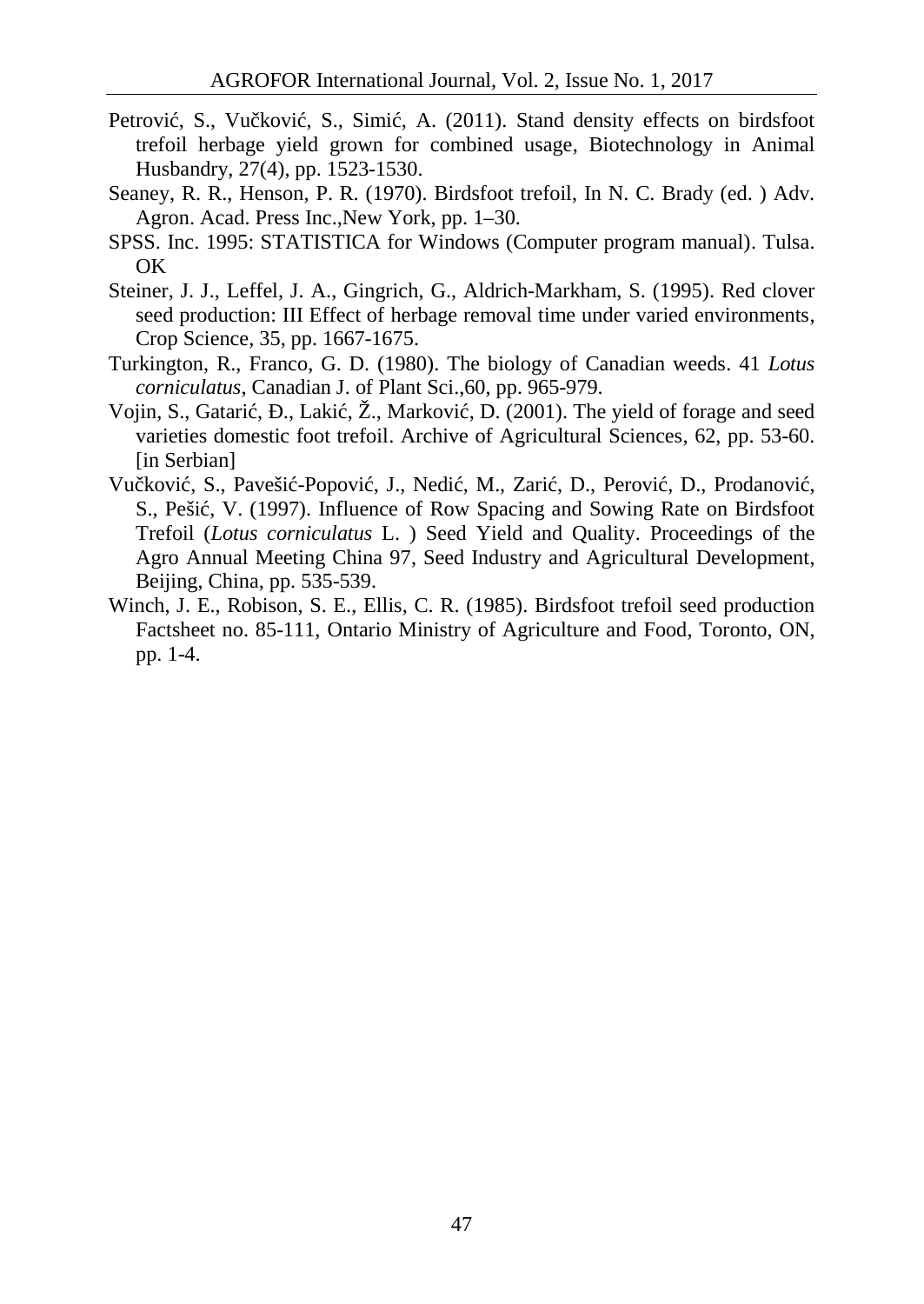Petrović, S., Vučković, S., Simić, A. (2011). Stand density effects on birdsfoot trefoil herbage yield grown for combined usage, Biotechnology in Animal Husbandry, 27(4), pp. 1523-1530.

Seaney, R. R., Henson, P. R. (1970). Birdsfoot trefoil, In N. C. Brady (ed. ) Adv. Agron. Acad. Press Inc.,New York, pp. 1–30.

SPSS. Inc. 1995: STATISTICA for Windows (Computer program manual). Tulsa. OK

Steiner, J. J., Leffel, J. A., Gingrich, G., Aldrich-Markham, S. (1995). Red clover seed production: III Effect of herbage removal time under varied environments, Crop Science, 35, pp. 1667-1675.

Turkington, R., Franco, G. D. (1980). The biology of Canadian weeds. 41 *Lotus corniculatus*, Canadian J. of Plant Sci.,60, pp. 965-979.

Vojin, S., Gatarić, Đ., Lakić, Ž., Marković, D. (2001). The yield of forage and seed varieties domestic foot trefoil. Archive of Agricultural Sciences, 62, pp. 53-60. [in Serbian]

Vučković, S., Pavešić-Popović, J., Nedić, M., Zarić, D., Perović, D., Prodanović, S., Pešić, V. (1997). Influence of Row Spacing and Sowing Rate on Birdsfoot Trefoil (*Lotus corniculatus* L. ) Seed Yield and Quality. Proceedings of the Agro Annual Meeting China 97, Seed Industry and Agricultural Development, Beijing, China, pp. 535-539.

Winch, J. E., Robison, S. E., Ellis, C. R. (1985). Birdsfoot trefoil seed production Factsheet no. 85-111, Ontario Ministry of Agriculture and Food, Toronto, ON, pp. 1-4.